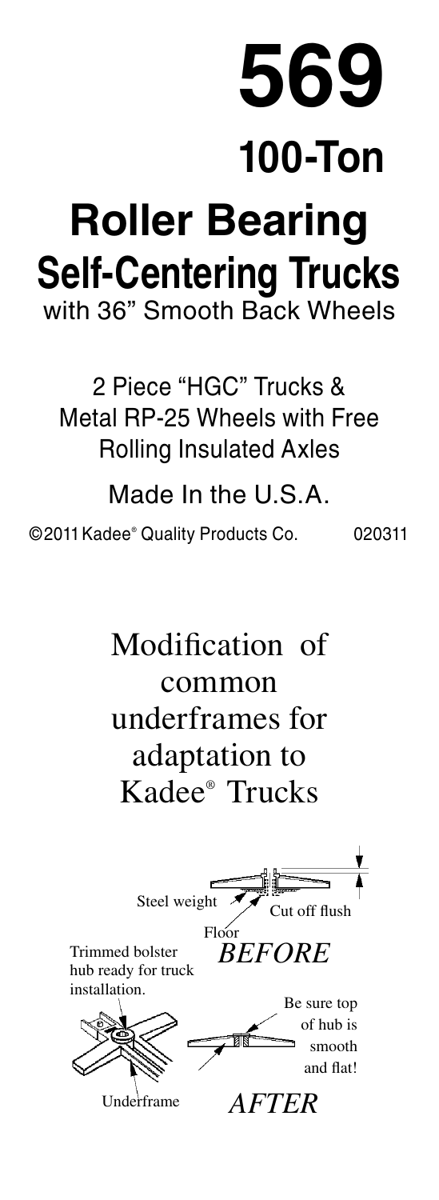# 569

## 100-Ton

# Roller Bearing

## Self-Centering Trucks

with 36” Smooth Back Wheels

2 Piece “HGC” Trucks & Metal RP-25 Wheels with Free Rolling Insulated Axles

Made In the U.S.A.

©2011 Kadee® Quality Products Co. 020311

## Modification of common underframes for adaptation to Kadee® Trucks

Steel weight

Cut off flush

Floor

*BEFORE*

Trimmed bolster hub ready for truck installation.

Be sure top of hub is smooth and flat!

Underframe

*AFTER*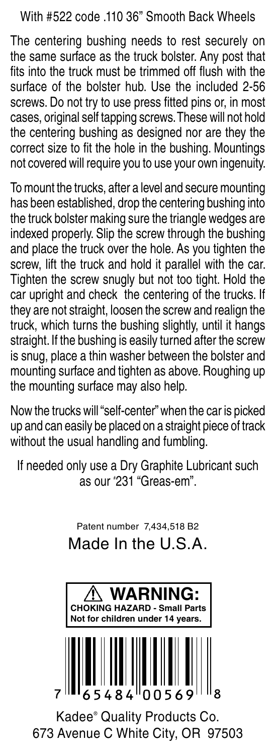With #522 code .110 36" Smooth Back Wheels

The centering bushing needs to rest securely on the same surface as the truck bolster. Any post that fits into the truck must be trimmed off flush with the surface of the bolster hub. Use the included 2-56 screws. Do not try to use press fitted pins or, in most cases, original self tapping screws. These will not hold the centering bushing as designed nor are they the correct size to fit the hole in the bushing. Mountings not covered will require you to use your own ingenuity.

To mount the trucks, after a level and secure mounting has been established, drop the centering bushing into the truck bolster making sure the triangle wedges are indexed properly. Slip the screw through the bushing and place the truck over the hole. As you tighten the screw, lift the truck and hold it parallel with the car. Tighten the screw snugly but not too tight. Hold the car upright and check the centering of the trucks. If they are not straight, loosen the screw and realign the truck, which turns the bushing slightly, until it hangs straight. If the bushing is easily turned after the screw is snug, place a thin washer between the bolster and mounting surface and tighten as above. Roughing up the mounting surface may also help.

Now the trucks will "self-center" when the car is picked up and can easily be placed on a straight piece of track without the usual handling and fumbling.

If needed only use a Dry Graphite Lubricant such as our #231 "Greas-em".

Patent number 7,434,518 B2

Made In the U.S.A.

**⚠ WARNING:**
**CHOKING HAZARD - Small Parts**
**Not for children under 14 years.**

7 65484 00569 8

Kadee® Quality Products Co.
673 Avenue C White City, OR 97503